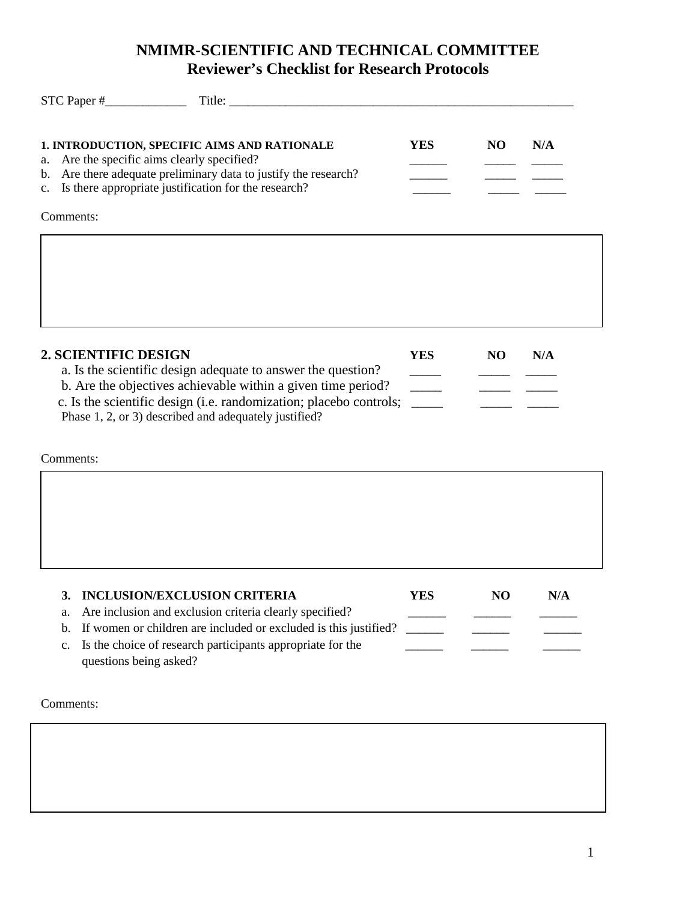# NMIMR-SCIENTIFIC AND TECHNICAL COMMITTEE
## Reviewer's Checklist for Research Protocols

STC Paper #_____________ Title: _______________________________________________________

| **1. INTRODUCTION, SPECIFIC AIMS AND RATIONALE** | **YES** | **NO** | **N/A** |
|---|---|---|---|
| a. Are the specific aims clearly specified? | ______ | _____ | _____ |
| b. Are there adequate preliminary data to justify the research? | ______ | _____ | _____ |
| c. Is there appropriate justification for the research? | ______ | _____ | _____ |

Comments:

| |
|---|
| |

| **2. SCIENTIFIC DESIGN** | **YES** | **NO** | **N/A** |
|---|---|---|---|
| a. Is the scientific design adequate to answer the question? | _____ | _____ | _____ |
| b. Are the objectives achievable within a given time period? | _____ | _____ | _____ |
| c. Is the scientific design (i.e. randomization; placebo controls; Phase 1, 2, or 3) described and adequately justified? | _____ | _____ | _____ |

Comments:

| |
|---|
| |

| **3. INCLUSION/EXCLUSION CRITERIA** | **YES** | **NO** | **N/A** |
|---|---|---|---|
| a. Are inclusion and exclusion criteria clearly specified? | ______ | ______ | ______ |
| b. If women or children are included or excluded is this justified? | ______ | ______ | ______ |
| c. Is the choice of research participants appropriate for the questions being asked? | ______ | ______ | ______ |

Comments:

| |
|---|
| |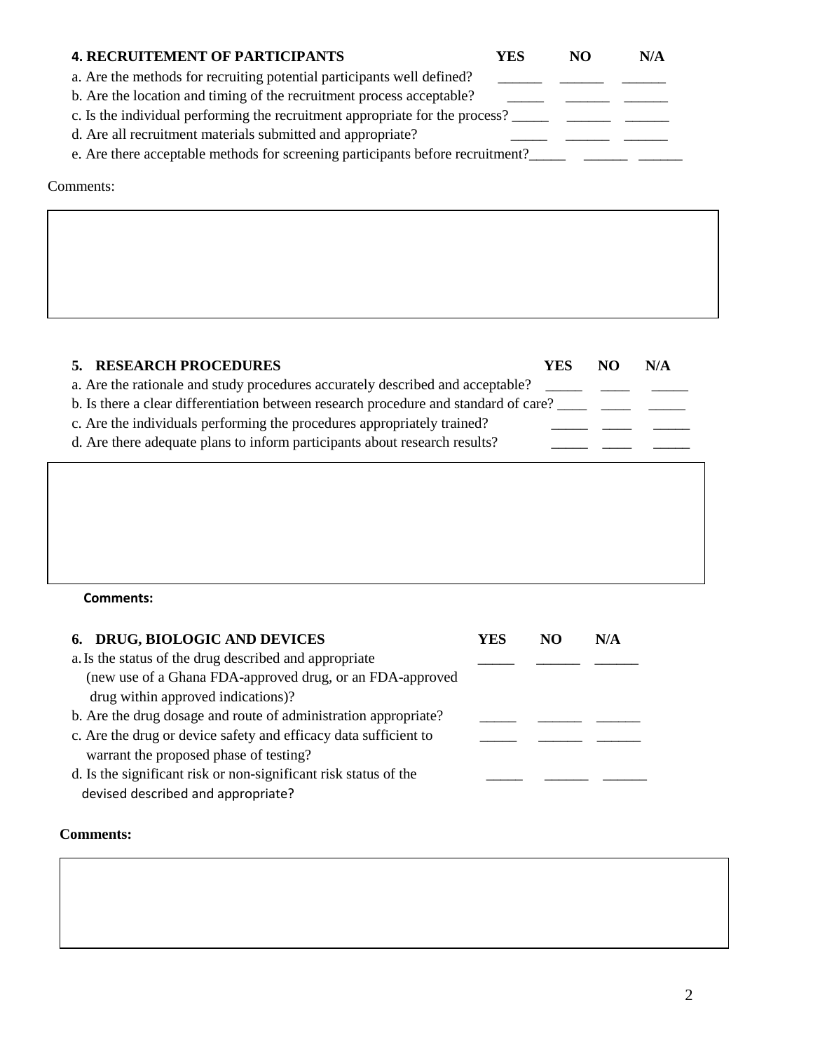| **4. RECRUITEMENT OF PARTICIPANTS** | **YES** | **NO** | **N/A** |
|---|---|---|---|
| a. Are the methods for recruiting potential participants well defined? | ______ | ______ | ______ |
| b. Are the location and timing of the recruitment process acceptable? | _____ | ______ | ______ |
| c. Is the individual performing the recruitment appropriate for the process? | _____ | ______ | ______ |
| d. Are all recruitment materials submitted and appropriate? | _____ | ______ | ______ |
| e. Are there acceptable methods for screening participants before recruitment? | _____ | ______ | ______ |

Comments:

| **5. RESEARCH PROCEDURES** | **YES** | **NO** | **N/A** |
|---|---|---|---|
| a. Are the rationale and study procedures accurately described and acceptable? | _____ | ____ | _____ |
| b. Is there a clear differentiation between research procedure and standard of care? | ____ | ____ | _____ |
| c. Are the individuals performing the procedures appropriately trained? | _____ | ____ | _____ |
| d. Are there adequate plans to inform participants about research results? | _____ | ____ | _____ |

**Comments:**

| **6. DRUG, BIOLOGIC AND DEVICES** | **YES** | **NO** | **N/A** |
|---|---|---|---|
| a. Is the status of the drug described and appropriate (new use of a Ghana FDA-approved drug, or an FDA-approved drug within approved indications)? | _____ | ______ | ______ |
| b. Are the drug dosage and route of administration appropriate? | _____ | ______ | ______ |
| c. Are the drug or device safety and efficacy data sufficient to warrant the proposed phase of testing? | _____ | ______ | ______ |
| d. Is the significant risk or non-significant risk status of the devised described and appropriate? | _____ | ______ | ______ |

**Comments:**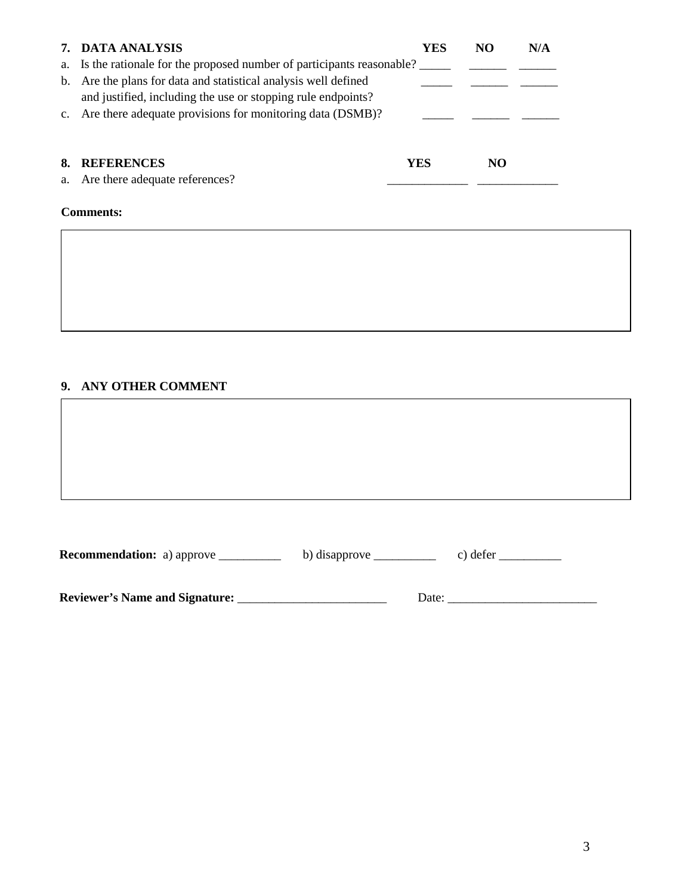**7. DATA ANALYSIS**

| | YES | NO | N/A |
|---|---|---|---|
| a. Is the rationale for the proposed number of participants reasonable? | _____ | ______ | ______ |
| b. Are the plans for data and statistical analysis well defined and justified, including the use or stopping rule endpoints? | _____ | ______ | ______ |
| c. Are there adequate provisions for monitoring data (DSMB)? | _____ | ______ | ______ |

**8. REFERENCES**

| | YES | NO |
|---|---|---|
| a. Are there adequate references? | _____________ | _____________ |

**Comments:**

**9. ANY OTHER COMMENT**

**Recommendation:** a) approve __________ b) disapprove __________ c) defer __________

**Reviewer's Name and Signature:** ________________________ Date: ________________________